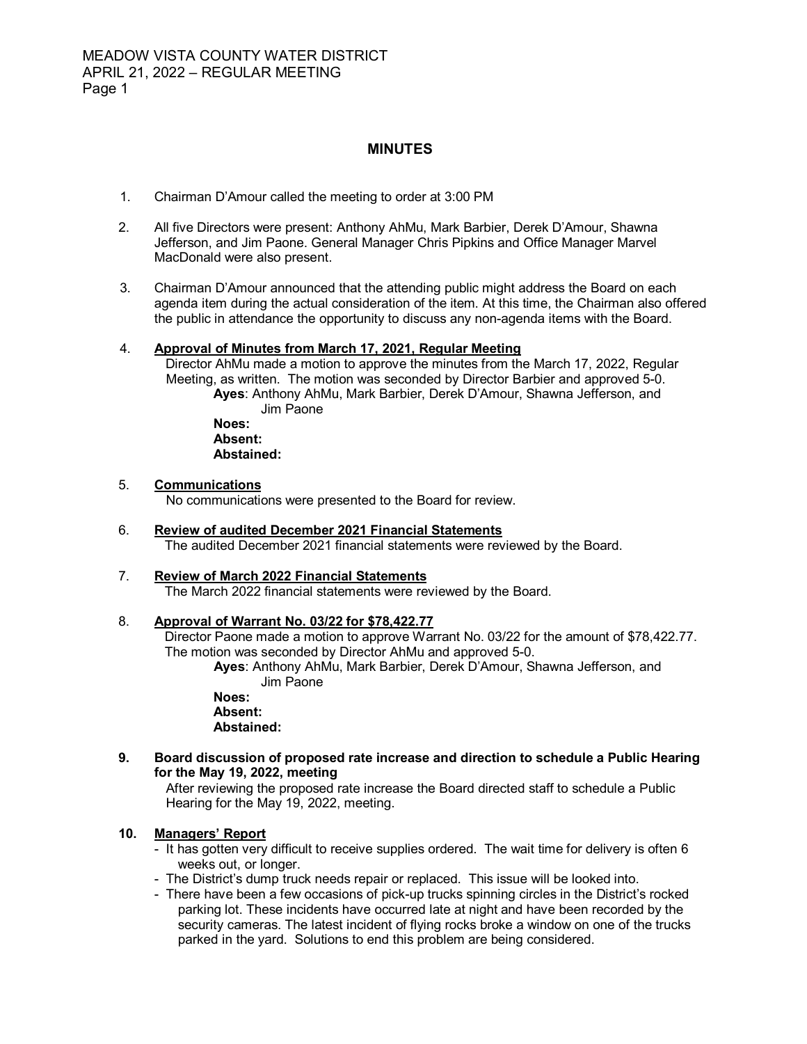# MINUTES

1. Chairman D'Amour called the meeting to order at 3:00 PM

2. All five Directors were present: Anthony AhMu, Mark Barbier, Derek D'Amour, Shawna Jefferson, and Jim Paone. General Manager Chris Pipkins and Office Manager Marvel MacDonald were also present.

3. Chairman D'Amour announced that the attending public might address the Board on each agenda item during the actual consideration of the item. At this time, the Chairman also offered the public in attendance the opportunity to discuss any non-agenda items with the Board.

4. **Approval of Minutes from March 17, 2021, Regular Meeting**
   Director AhMu made a motion to approve the minutes from the March 17, 2022, Regular Meeting, as written. The motion was seconded by Director Barbier and approved 5-0.
   **Ayes**: Anthony AhMu, Mark Barbier, Derek D'Amour, Shawna Jefferson, and Jim Paone
   **Noes:**
   **Absent:**
   **Abstained:**

5. **Communications**
   No communications were presented to the Board for review.

6. **Review of audited December 2021 Financial Statements**
   The audited December 2021 financial statements were reviewed by the Board.

7. **Review of March 2022 Financial Statements**
   The March 2022 financial statements were reviewed by the Board.

8. **Approval of Warrant No. 03/22 for $78,422.77**
   Director Paone made a motion to approve Warrant No. 03/22 for the amount of $78,422.77. The motion was seconded by Director AhMu and approved 5-0.
   **Ayes**: Anthony AhMu, Mark Barbier, Derek D'Amour, Shawna Jefferson, and Jim Paone
   **Noes:**
   **Absent:**
   **Abstained:**

9. **Board discussion of proposed rate increase and direction to schedule a Public Hearing for the May 19, 2022, meeting**
   After reviewing the proposed rate increase the Board directed staff to schedule a Public Hearing for the May 19, 2022, meeting.

10. **Managers' Report**
    - It has gotten very difficult to receive supplies ordered. The wait time for delivery is often 6 weeks out, or longer.
    - The District's dump truck needs repair or replaced. This issue will be looked into.
    - There have been a few occasions of pick-up trucks spinning circles in the District's rocked parking lot. These incidents have occurred late at night and have been recorded by the security cameras. The latest incident of flying rocks broke a window on one of the trucks parked in the yard. Solutions to end this problem are being considered.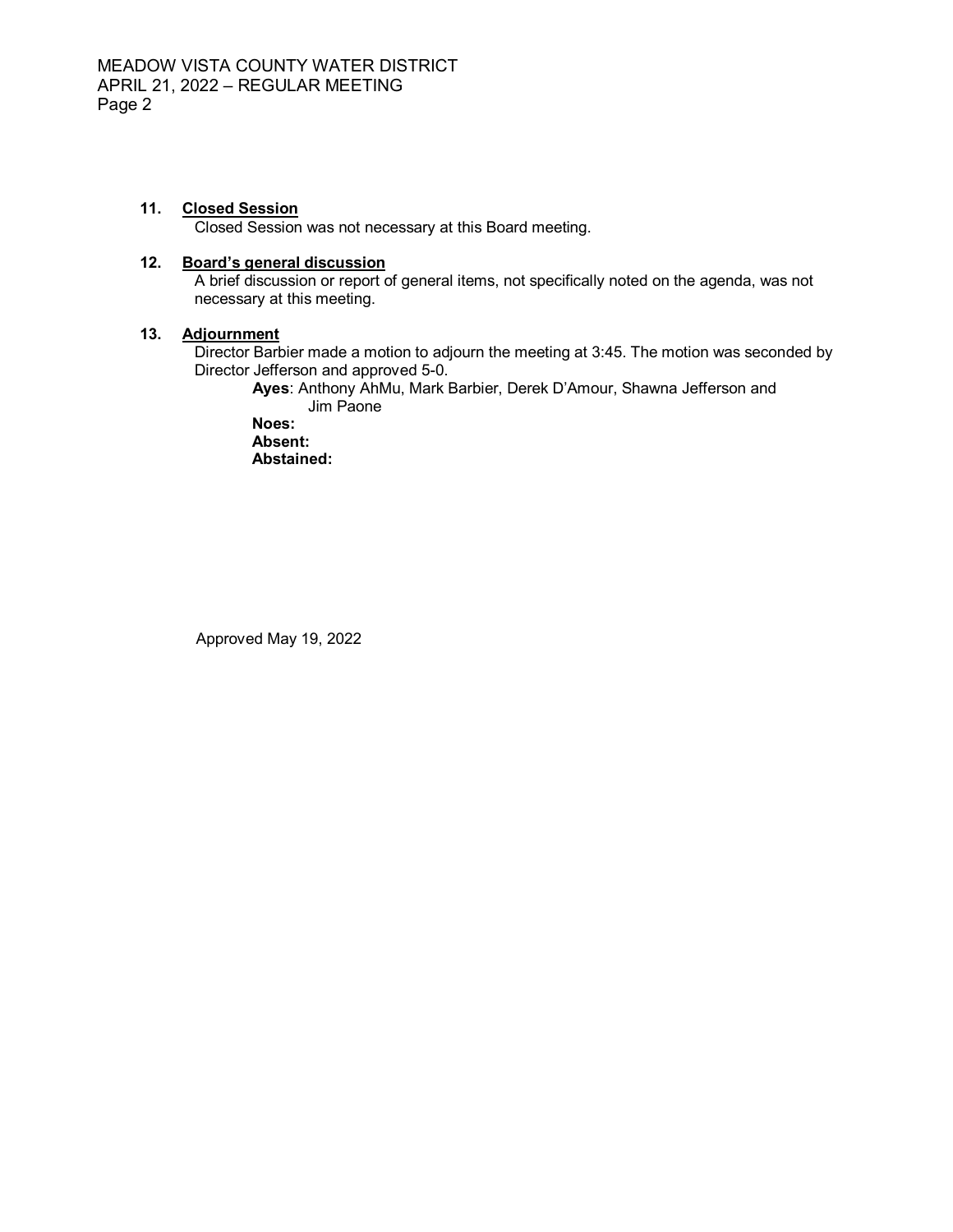**11. Closed Session**

Closed Session was not necessary at this Board meeting.

**12. Board's general discussion**

A brief discussion or report of general items, not specifically noted on the agenda, was not necessary at this meeting.

**13. Adjournment**

Director Barbier made a motion to adjourn the meeting at 3:45. The motion was seconded by Director Jefferson and approved 5-0.

**Ayes**: Anthony AhMu, Mark Barbier, Derek D'Amour, Shawna Jefferson and Jim Paone
**Noes:**
**Absent:**
**Abstained:**

Approved May 19, 2022